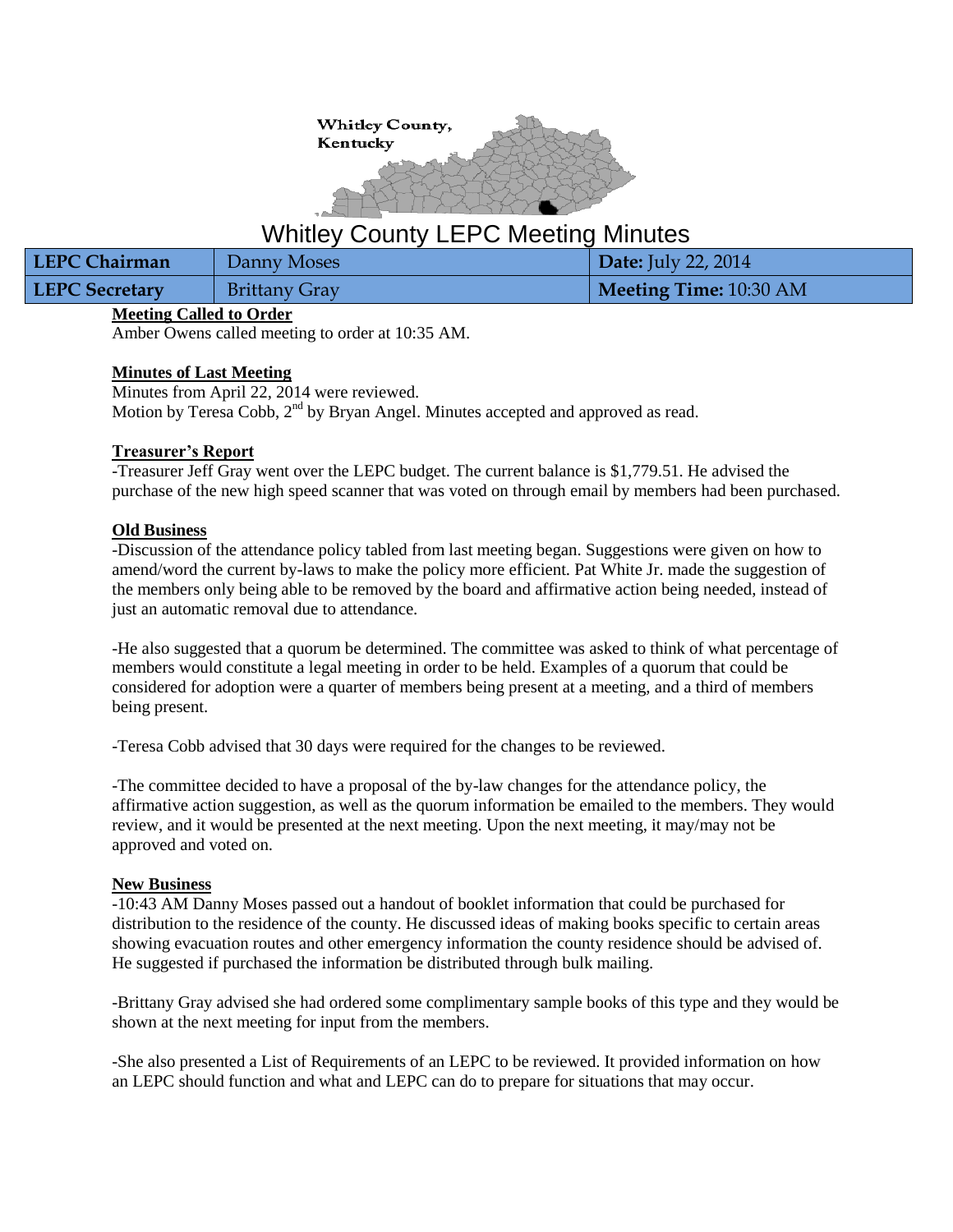Whitley County, Kentucky

# Whitley County LEPC Meeting Minutes

| LEPC Chairman | Danny Moses | Date: July 22, 2014 |
|---|---|---|
| LEPC Secretary | Brittany Gray | Meeting Time: 10:30 AM |

**Meeting Called to Order**

Amber Owens called meeting to order at 10:35 AM.

**Minutes of Last Meeting**

Minutes from April 22, 2014 were reviewed.
Motion by Teresa Cobb, 2nd by Bryan Angel. Minutes accepted and approved as read.

**Treasurer's Report**

-Treasurer Jeff Gray went over the LEPC budget. The current balance is $1,779.51. He advised the purchase of the new high speed scanner that was voted on through email by members had been purchased.

**Old Business**

-Discussion of the attendance policy tabled from last meeting began. Suggestions were given on how to amend/word the current by-laws to make the policy more efficient. Pat White Jr. made the suggestion of the members only being able to be removed by the board and affirmative action being needed, instead of just an automatic removal due to attendance.

-He also suggested that a quorum be determined. The committee was asked to think of what percentage of members would constitute a legal meeting in order to be held. Examples of a quorum that could be considered for adoption were a quarter of members being present at a meeting, and a third of members being present.

-Teresa Cobb advised that 30 days were required for the changes to be reviewed.

-The committee decided to have a proposal of the by-law changes for the attendance policy, the affirmative action suggestion, as well as the quorum information be emailed to the members. They would review, and it would be presented at the next meeting. Upon the next meeting, it may/may not be approved and voted on.

**New Business**

-10:43 AM Danny Moses passed out a handout of booklet information that could be purchased for distribution to the residence of the county. He discussed ideas of making books specific to certain areas showing evacuation routes and other emergency information the county residence should be advised of. He suggested if purchased the information be distributed through bulk mailing.

-Brittany Gray advised she had ordered some complimentary sample books of this type and they would be shown at the next meeting for input from the members.

-She also presented a List of Requirements of an LEPC to be reviewed. It provided information on how an LEPC should function and what and LEPC can do to prepare for situations that may occur.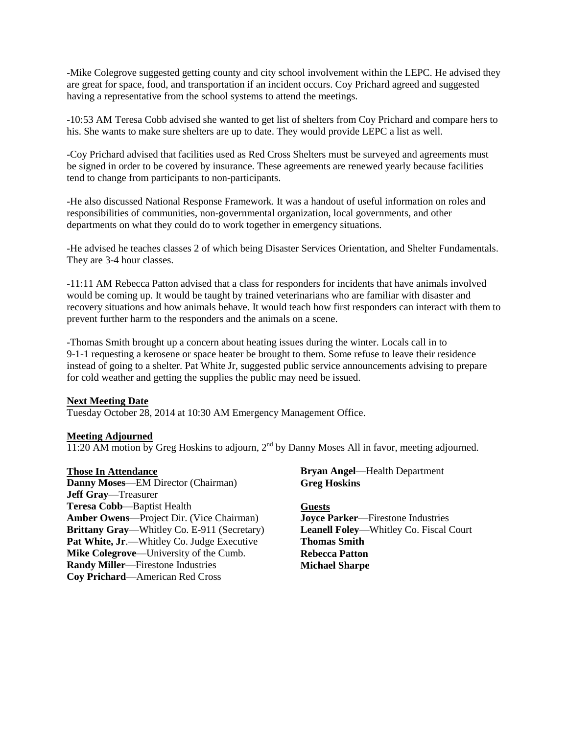-Mike Colegrove suggested getting county and city school involvement within the LEPC. He advised they are great for space, food, and transportation if an incident occurs. Coy Prichard agreed and suggested having a representative from the school systems to attend the meetings.

-10:53 AM Teresa Cobb advised she wanted to get list of shelters from Coy Prichard and compare hers to his. She wants to make sure shelters are up to date. They would provide LEPC a list as well.

-Coy Prichard advised that facilities used as Red Cross Shelters must be surveyed and agreements must be signed in order to be covered by insurance. These agreements are renewed yearly because facilities tend to change from participants to non-participants.

-He also discussed National Response Framework. It was a handout of useful information on roles and responsibilities of communities, non-governmental organization, local governments, and other departments on what they could do to work together in emergency situations.

-He advised he teaches classes 2 of which being Disaster Services Orientation, and Shelter Fundamentals. They are 3-4 hour classes.

-11:11 AM Rebecca Patton advised that a class for responders for incidents that have animals involved would be coming up. It would be taught by trained veterinarians who are familiar with disaster and recovery situations and how animals behave. It would teach how first responders can interact with them to prevent further harm to the responders and the animals on a scene.

-Thomas Smith brought up a concern about heating issues during the winter. Locals call in to 9-1-1 requesting a kerosene or space heater be brought to them. Some refuse to leave their residence instead of going to a shelter. Pat White Jr, suggested public service announcements advising to prepare for cold weather and getting the supplies the public may need be issued.

**Next Meeting Date**

Tuesday October 28, 2014 at 10:30 AM Emergency Management Office.

**Meeting Adjourned**

11:20 AM motion by Greg Hoskins to adjourn, 2nd by Danny Moses All in favor, meeting adjourned.

**Those In Attendance**

**Danny Moses**—EM Director (Chairman)
**Jeff Gray**—Treasurer
**Teresa Cobb**—Baptist Health
**Amber Owens**—Project Dir. (Vice Chairman)
**Brittany Gray**—Whitley Co. E-911 (Secretary)
**Pat White, Jr**.—Whitley Co. Judge Executive
**Mike Colegrove**—University of the Cumb.
**Randy Miller**—Firestone Industries
**Coy Prichard**—American Red Cross
**Bryan Angel**—Health Department
**Greg Hoskins**

**Guests**

**Joyce Parker**—Firestone Industries
**Leanell Foley**—Whitley Co. Fiscal Court
**Thomas Smith**
**Rebecca Patton**
**Michael Sharpe**